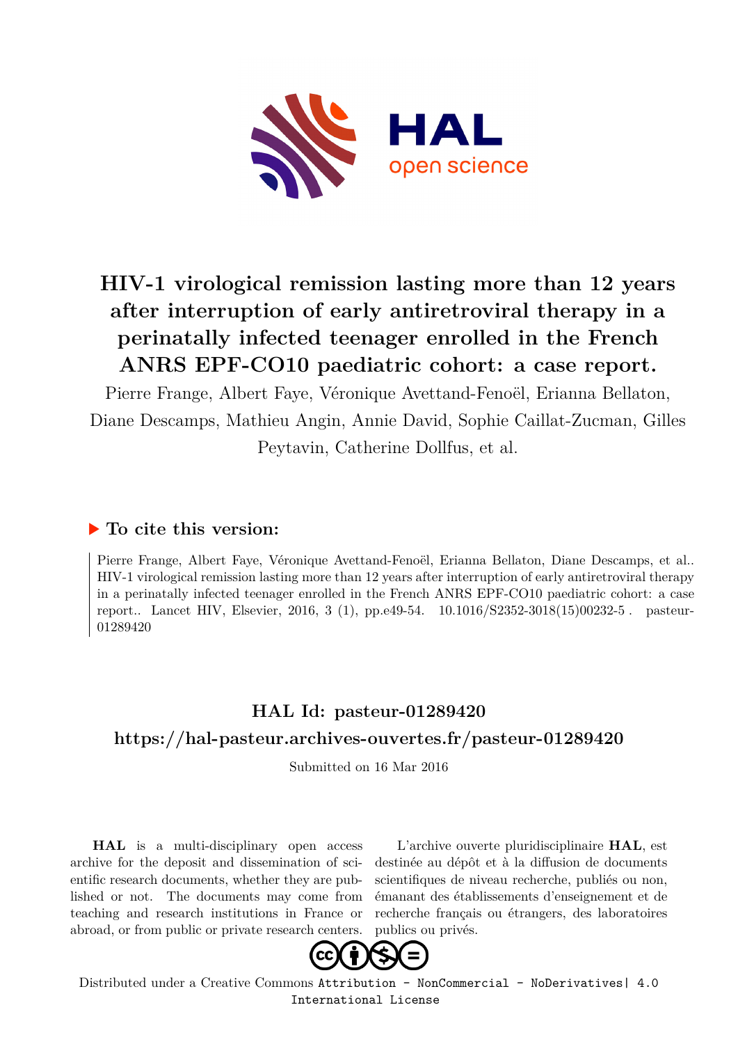# HIV-1 virological remission lasting more than 12 years after interruption of early antiretroviral therapy in a perinatally infected teenager enrolled in the French ANRS EPF-CO10 paediatric cohort: a case report.

Pierre Frange, Albert Faye, Véronique Avettand-Fenoël, Erianna Bellaton, Diane Descamps, Mathieu Angin, Annie David, Sophie Caillat-Zucman, Gilles Peytavin, Catherine Dollfus, et al.

## ▶ To cite this version:

Pierre Frange, Albert Faye, Véronique Avettand-Fenoël, Erianna Bellaton, Diane Descamps, et al.. HIV-1 virological remission lasting more than 12 years after interruption of early antiretroviral therapy in a perinatally infected teenager enrolled in the French ANRS EPF-CO10 paediatric cohort: a case report.. Lancet HIV, Elsevier, 2016, 3 (1), pp.e49-54. 10.1016/S2352-3018(15)00232-5 . pasteur-01289420

## HAL Id: pasteur-01289420

## https://hal-pasteur.archives-ouvertes.fr/pasteur-01289420

Submitted on 16 Mar 2016

**HAL** is a multi-disciplinary open access archive for the deposit and dissemination of scientific research documents, whether they are published or not. The documents may come from teaching and research institutions in France or abroad, or from public or private research centers.

L'archive ouverte pluridisciplinaire **HAL**, est destinée au dépôt et à la diffusion de documents scientifiques de niveau recherche, publiés ou non, émanant des établissements d'enseignement et de recherche français ou étrangers, des laboratoires publics ou privés.

Distributed under a Creative Commons Attribution - NonCommercial - NoDerivatives| 4.0 International License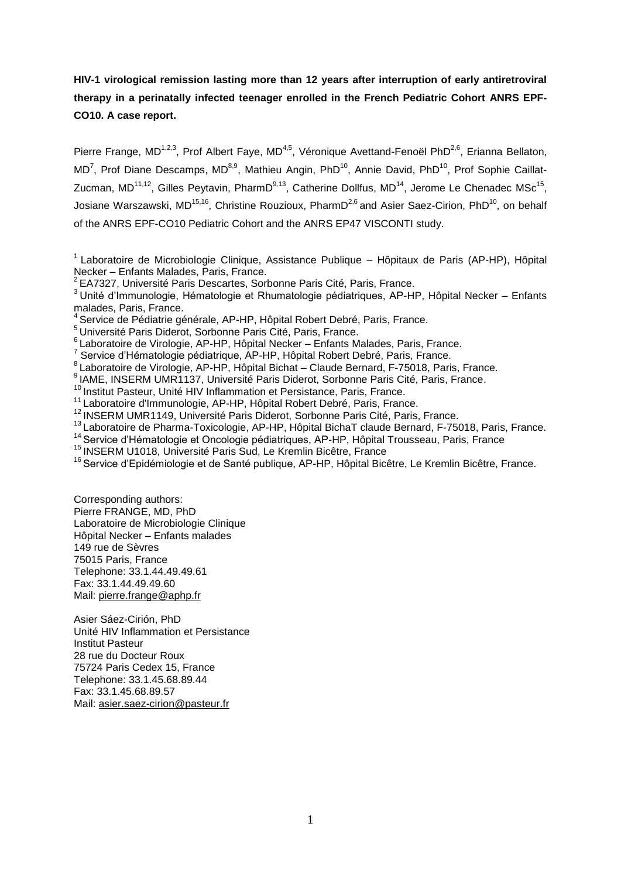**HIV-1 virological remission lasting more than 12 years after interruption of early antiretroviral therapy in a perinatally infected teenager enrolled in the French Pediatric Cohort ANRS EPF-CO10. A case report.**

Pierre Frange, MD[1,2,3], Prof Albert Faye, MD[4,5], Véronique Avettand-Fenoël PhD[2,6], Erianna Bellaton, MD[7], Prof Diane Descamps, MD[8,9], Mathieu Angin, PhD[10], Annie David, PhD[10], Prof Sophie Caillat-Zucman, MD[11,12], Gilles Peytavin, PharmD[9,13], Catherine Dollfus, MD[14], Jerome Le Chenadec MSc[15], Josiane Warszawski, MD[15,16], Christine Rouzioux, PharmD[2,6] and Asier Saez-Cirion, PhD[10], on behalf of the ANRS EPF-CO10 Pediatric Cohort and the ANRS EP47 VISCONTI study.

[1] Laboratoire de Microbiologie Clinique, Assistance Publique – Hôpitaux de Paris (AP-HP), Hôpital Necker – Enfants Malades, Paris, France.
[2] EA7327, Université Paris Descartes, Sorbonne Paris Cité, Paris, France.
[3] Unité d'Immunologie, Hématologie et Rhumatologie pédiatriques, AP-HP, Hôpital Necker – Enfants malades, Paris, France.
[4] Service de Pédiatrie générale, AP-HP, Hôpital Robert Debré, Paris, France.
[5] Université Paris Diderot, Sorbonne Paris Cité, Paris, France.
[6] Laboratoire de Virologie, AP-HP, Hôpital Necker – Enfants Malades, Paris, France.
[7] Service d'Hématologie pédiatrique, AP-HP, Hôpital Robert Debré, Paris, France.
[8] Laboratoire de Virologie, AP-HP, Hôpital Bichat – Claude Bernard, F-75018, Paris, France.
[9] IAME, INSERM UMR1137, Université Paris Diderot, Sorbonne Paris Cité, Paris, France.
[10] Institut Pasteur, Unité HIV Inflammation et Persistance, Paris, France.
[11] Laboratoire d'Immunologie, AP-HP, Hôpital Robert Debré, Paris, France.
[12] INSERM UMR1149, Université Paris Diderot, Sorbonne Paris Cité, Paris, France.
[13] Laboratoire de Pharma-Toxicologie, AP-HP, Hôpital BichaT claude Bernard, F-75018, Paris, France.
[14] Service d'Hématologie et Oncologie pédiatriques, AP-HP, Hôpital Trousseau, Paris, France
[15] INSERM U1018, Université Paris Sud, Le Kremlin Bicêtre, France
[16] Service d'Epidémiologie et de Santé publique, AP-HP, Hôpital Bicêtre, Le Kremlin Bicêtre, France.

Corresponding authors:
Pierre FRANGE, MD, PhD
Laboratoire de Microbiologie Clinique
Hôpital Necker – Enfants malades
149 rue de Sèvres
75015 Paris, France
Telephone: 33.1.44.49.49.61
Fax: 33.1.44.49.49.60
Mail: pierre.frange@aphp.fr

Asier Sáez-Cirión, PhD
Unité HIV Inflammation et Persistance
Institut Pasteur
28 rue du Docteur Roux
75724 Paris Cedex 15, France
Telephone: 33.1.45.68.89.44
Fax: 33.1.45.68.89.57
Mail: asier.saez-cirion@pasteur.fr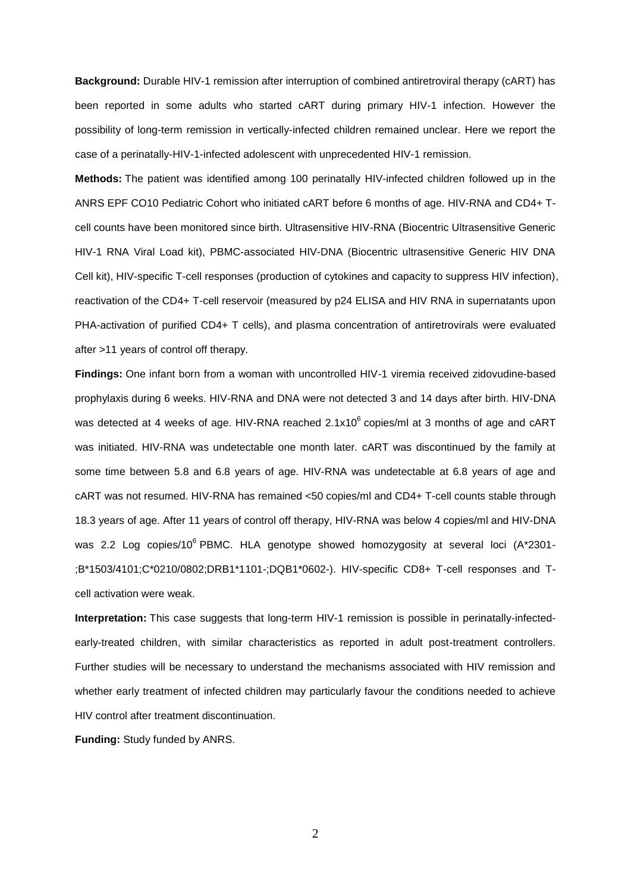**Background:** Durable HIV-1 remission after interruption of combined antiretroviral therapy (cART) has been reported in some adults who started cART during primary HIV-1 infection. However the possibility of long-term remission in vertically-infected children remained unclear. Here we report the case of a perinatally-HIV-1-infected adolescent with unprecedented HIV-1 remission.

**Methods:** The patient was identified among 100 perinatally HIV-infected children followed up in the ANRS EPF CO10 Pediatric Cohort who initiated cART before 6 months of age. HIV-RNA and CD4+ T-cell counts have been monitored since birth. Ultrasensitive HIV-RNA (Biocentric Ultrasensitive Generic HIV-1 RNA Viral Load kit), PBMC-associated HIV-DNA (Biocentric ultrasensitive Generic HIV DNA Cell kit), HIV-specific T-cell responses (production of cytokines and capacity to suppress HIV infection), reactivation of the CD4+ T-cell reservoir (measured by p24 ELISA and HIV RNA in supernatants upon PHA-activation of purified CD4+ T cells), and plasma concentration of antiretrovirals were evaluated after >11 years of control off therapy.

**Findings:** One infant born from a woman with uncontrolled HIV-1 viremia received zidovudine-based prophylaxis during 6 weeks. HIV-RNA and DNA were not detected 3 and 14 days after birth. HIV-DNA was detected at 4 weeks of age. HIV-RNA reached $2.1 \times 10^6$ copies/ml at 3 months of age and cART was initiated. HIV-RNA was undetectable one month later. cART was discontinued by the family at some time between 5.8 and 6.8 years of age. HIV-RNA was undetectable at 6.8 years of age and cART was not resumed. HIV-RNA has remained <50 copies/ml and CD4+ T-cell counts stable through 18.3 years of age. After 11 years of control off therapy, HIV-RNA was below 4 copies/ml and HIV-DNA was 2.2 Log copies/$10^6$ PBMC. HLA genotype showed homozygosity at several loci (A*2301-;B*1503/4101;C*0210/0802;DRB1*1101-;DQB1*0602-). HIV-specific CD8+ T-cell responses and T-cell activation were weak.

**Interpretation:** This case suggests that long-term HIV-1 remission is possible in perinatally-infected-early-treated children, with similar characteristics as reported in adult post-treatment controllers. Further studies will be necessary to understand the mechanisms associated with HIV remission and whether early treatment of infected children may particularly favour the conditions needed to achieve HIV control after treatment discontinuation.

**Funding:** Study funded by ANRS.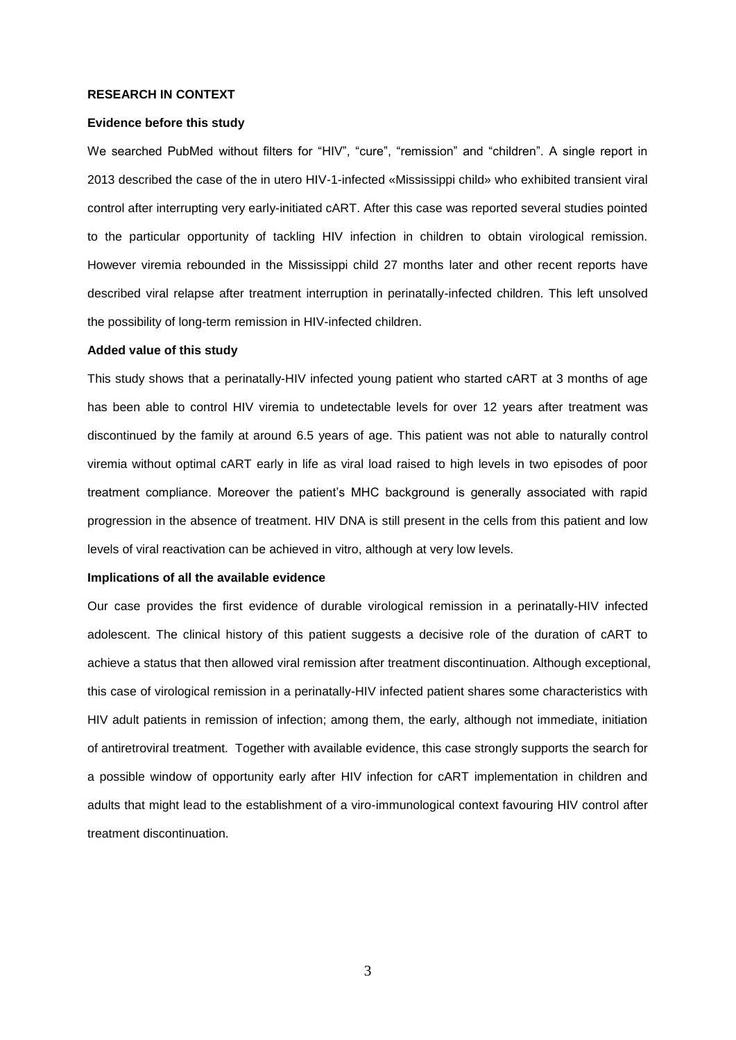**RESEARCH IN CONTEXT**

**Evidence before this study**

We searched PubMed without filters for "HIV", "cure", "remission" and "children". A single report in 2013 described the case of the in utero HIV-1-infected «Mississippi child» who exhibited transient viral control after interrupting very early-initiated cART. After this case was reported several studies pointed to the particular opportunity of tackling HIV infection in children to obtain virological remission. However viremia rebounded in the Mississippi child 27 months later and other recent reports have described viral relapse after treatment interruption in perinatally-infected children. This left unsolved the possibility of long-term remission in HIV-infected children.

**Added value of this study**

This study shows that a perinatally-HIV infected young patient who started cART at 3 months of age has been able to control HIV viremia to undetectable levels for over 12 years after treatment was discontinued by the family at around 6.5 years of age. This patient was not able to naturally control viremia without optimal cART early in life as viral load raised to high levels in two episodes of poor treatment compliance. Moreover the patient's MHC background is generally associated with rapid progression in the absence of treatment. HIV DNA is still present in the cells from this patient and low levels of viral reactivation can be achieved in vitro, although at very low levels.

**Implications of all the available evidence**

Our case provides the first evidence of durable virological remission in a perinatally-HIV infected adolescent. The clinical history of this patient suggests a decisive role of the duration of cART to achieve a status that then allowed viral remission after treatment discontinuation. Although exceptional, this case of virological remission in a perinatally-HIV infected patient shares some characteristics with HIV adult patients in remission of infection; among them, the early, although not immediate, initiation of antiretroviral treatment. Together with available evidence, this case strongly supports the search for a possible window of opportunity early after HIV infection for cART implementation in children and adults that might lead to the establishment of a viro-immunological context favouring HIV control after treatment discontinuation.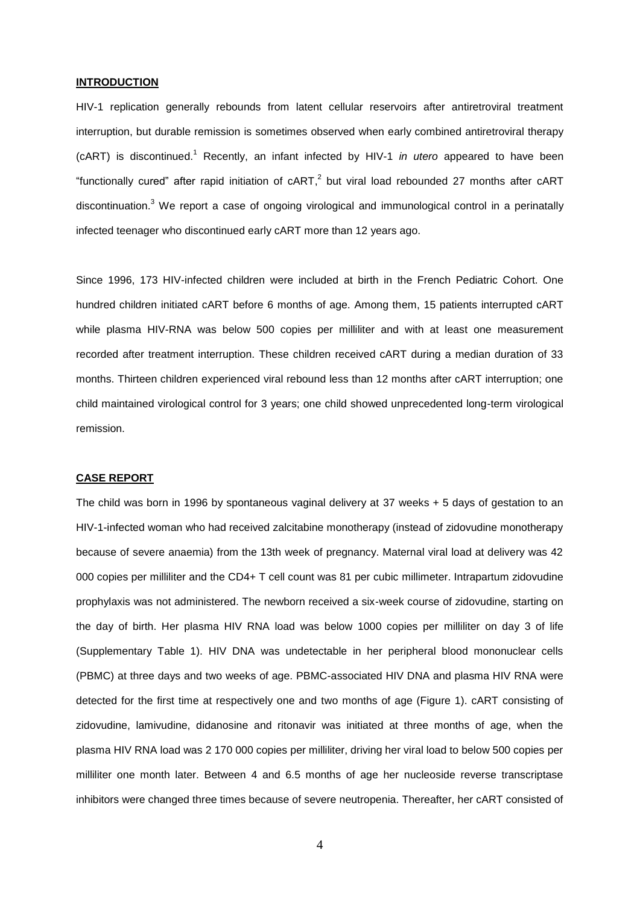## INTRODUCTION

HIV-1 replication generally rebounds from latent cellular reservoirs after antiretroviral treatment interruption, but durable remission is sometimes observed when early combined antiretroviral therapy (cART) is discontinued.[1] Recently, an infant infected by HIV-1 *in utero* appeared to have been "functionally cured" after rapid initiation of cART,[2] but viral load rebounded 27 months after cART discontinuation.[3] We report a case of ongoing virological and immunological control in a perinatally infected teenager who discontinued early cART more than 12 years ago.

Since 1996, 173 HIV-infected children were included at birth in the French Pediatric Cohort. One hundred children initiated cART before 6 months of age. Among them, 15 patients interrupted cART while plasma HIV-RNA was below 500 copies per milliliter and with at least one measurement recorded after treatment interruption. These children received cART during a median duration of 33 months. Thirteen children experienced viral rebound less than 12 months after cART interruption; one child maintained virological control for 3 years; one child showed unprecedented long-term virological remission.

## CASE REPORT

The child was born in 1996 by spontaneous vaginal delivery at 37 weeks + 5 days of gestation to an HIV-1-infected woman who had received zalcitabine monotherapy (instead of zidovudine monotherapy because of severe anaemia) from the 13th week of pregnancy. Maternal viral load at delivery was 42 000 copies per milliliter and the CD4+ T cell count was 81 per cubic millimeter. Intrapartum zidovudine prophylaxis was not administered. The newborn received a six-week course of zidovudine, starting on the day of birth. Her plasma HIV RNA load was below 1000 copies per milliliter on day 3 of life (Supplementary Table 1). HIV DNA was undetectable in her peripheral blood mononuclear cells (PBMC) at three days and two weeks of age. PBMC-associated HIV DNA and plasma HIV RNA were detected for the first time at respectively one and two months of age (Figure 1). cART consisting of zidovudine, lamivudine, didanosine and ritonavir was initiated at three months of age, when the plasma HIV RNA load was 2 170 000 copies per milliliter, driving her viral load to below 500 copies per milliliter one month later. Between 4 and 6.5 months of age her nucleoside reverse transcriptase inhibitors were changed three times because of severe neutropenia. Thereafter, her cART consisted of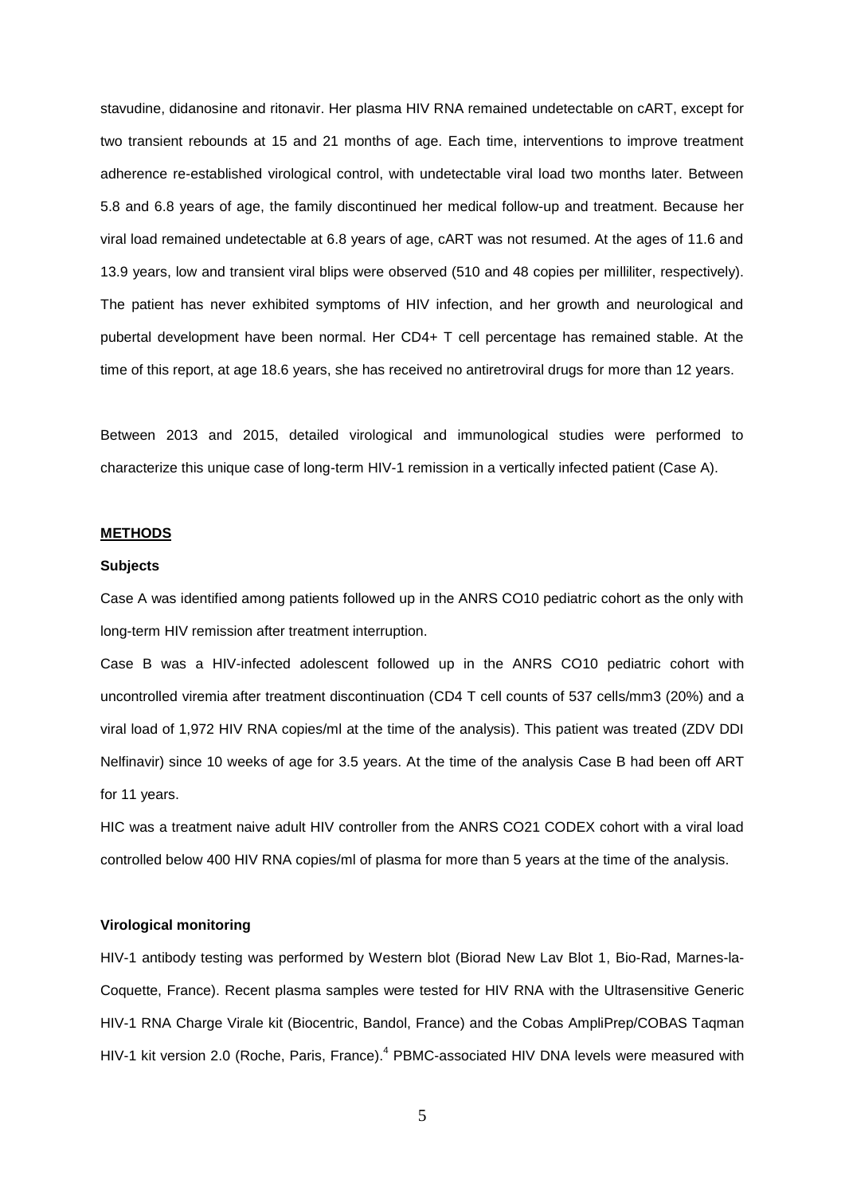stavudine, didanosine and ritonavir. Her plasma HIV RNA remained undetectable on cART, except for two transient rebounds at 15 and 21 months of age. Each time, interventions to improve treatment adherence re-established virological control, with undetectable viral load two months later. Between 5.8 and 6.8 years of age, the family discontinued her medical follow-up and treatment. Because her viral load remained undetectable at 6.8 years of age, cART was not resumed. At the ages of 11.6 and 13.9 years, low and transient viral blips were observed (510 and 48 copies per milliliter, respectively). The patient has never exhibited symptoms of HIV infection, and her growth and neurological and pubertal development have been normal. Her CD4+ T cell percentage has remained stable. At the time of this report, at age 18.6 years, she has received no antiretroviral drugs for more than 12 years.

Between 2013 and 2015, detailed virological and immunological studies were performed to characterize this unique case of long-term HIV-1 remission in a vertically infected patient (Case A).

## METHODS

### Subjects

Case A was identified among patients followed up in the ANRS CO10 pediatric cohort as the only with long-term HIV remission after treatment interruption.

Case B was a HIV-infected adolescent followed up in the ANRS CO10 pediatric cohort with uncontrolled viremia after treatment discontinuation (CD4 T cell counts of 537 cells/mm3 (20%) and a viral load of 1,972 HIV RNA copies/ml at the time of the analysis). This patient was treated (ZDV DDI Nelfinavir) since 10 weeks of age for 3.5 years. At the time of the analysis Case B had been off ART for 11 years.

HIC was a treatment naive adult HIV controller from the ANRS CO21 CODEX cohort with a viral load controlled below 400 HIV RNA copies/ml of plasma for more than 5 years at the time of the analysis.

### Virological monitoring

HIV-1 antibody testing was performed by Western blot (Biorad New Lav Blot 1, Bio-Rad, Marnes-la-Coquette, France). Recent plasma samples were tested for HIV RNA with the Ultrasensitive Generic HIV-1 RNA Charge Virale kit (Biocentric, Bandol, France) and the Cobas AmpliPrep/COBAS Taqman HIV-1 kit version 2.0 (Roche, Paris, France).[4] PBMC-associated HIV DNA levels were measured with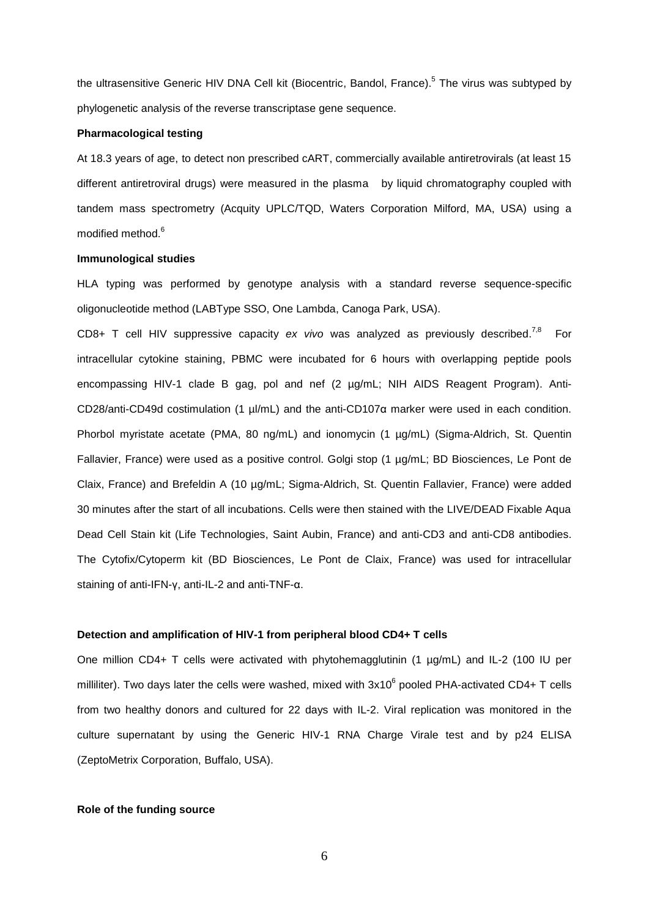the ultrasensitive Generic HIV DNA Cell kit (Biocentric, Bandol, France).[5] The virus was subtyped by phylogenetic analysis of the reverse transcriptase gene sequence.

**Pharmacological testing**

At 18.3 years of age, to detect non prescribed cART, commercially available antiretrovirals (at least 15 different antiretroviral drugs) were measured in the plasma by liquid chromatography coupled with tandem mass spectrometry (Acquity UPLC/TQD, Waters Corporation Milford, MA, USA) using a modified method.[6]

**Immunological studies**

HLA typing was performed by genotype analysis with a standard reverse sequence-specific oligonucleotide method (LABType SSO, One Lambda, Canoga Park, USA).

CD8+ T cell HIV suppressive capacity *ex vivo* was analyzed as previously described.[7,8] For intracellular cytokine staining, PBMC were incubated for 6 hours with overlapping peptide pools encompassing HIV-1 clade B gag, pol and nef (2 µg/mL; NIH AIDS Reagent Program). Anti-CD28/anti-CD49d costimulation (1 µl/mL) and the anti-CD107α marker were used in each condition. Phorbol myristate acetate (PMA, 80 ng/mL) and ionomycin (1 µg/mL) (Sigma-Aldrich, St. Quentin Fallavier, France) were used as a positive control. Golgi stop (1 µg/mL; BD Biosciences, Le Pont de Claix, France) and Brefeldin A (10 µg/mL; Sigma-Aldrich, St. Quentin Fallavier, France) were added 30 minutes after the start of all incubations. Cells were then stained with the LIVE/DEAD Fixable Aqua Dead Cell Stain kit (Life Technologies, Saint Aubin, France) and anti-CD3 and anti-CD8 antibodies. The Cytofix/Cytoperm kit (BD Biosciences, Le Pont de Claix, France) was used for intracellular staining of anti-IFN-γ, anti-IL-2 and anti-TNF-α.

**Detection and amplification of HIV-1 from peripheral blood CD4+ T cells**

One million CD4+ T cells were activated with phytohemagglutinin (1 µg/mL) and IL-2 (100 IU per milliliter). Two days later the cells were washed, mixed with $3x10^6$ pooled PHA-activated CD4+ T cells from two healthy donors and cultured for 22 days with IL-2. Viral replication was monitored in the culture supernatant by using the Generic HIV-1 RNA Charge Virale test and by p24 ELISA (ZeptoMetrix Corporation, Buffalo, USA).

**Role of the funding source**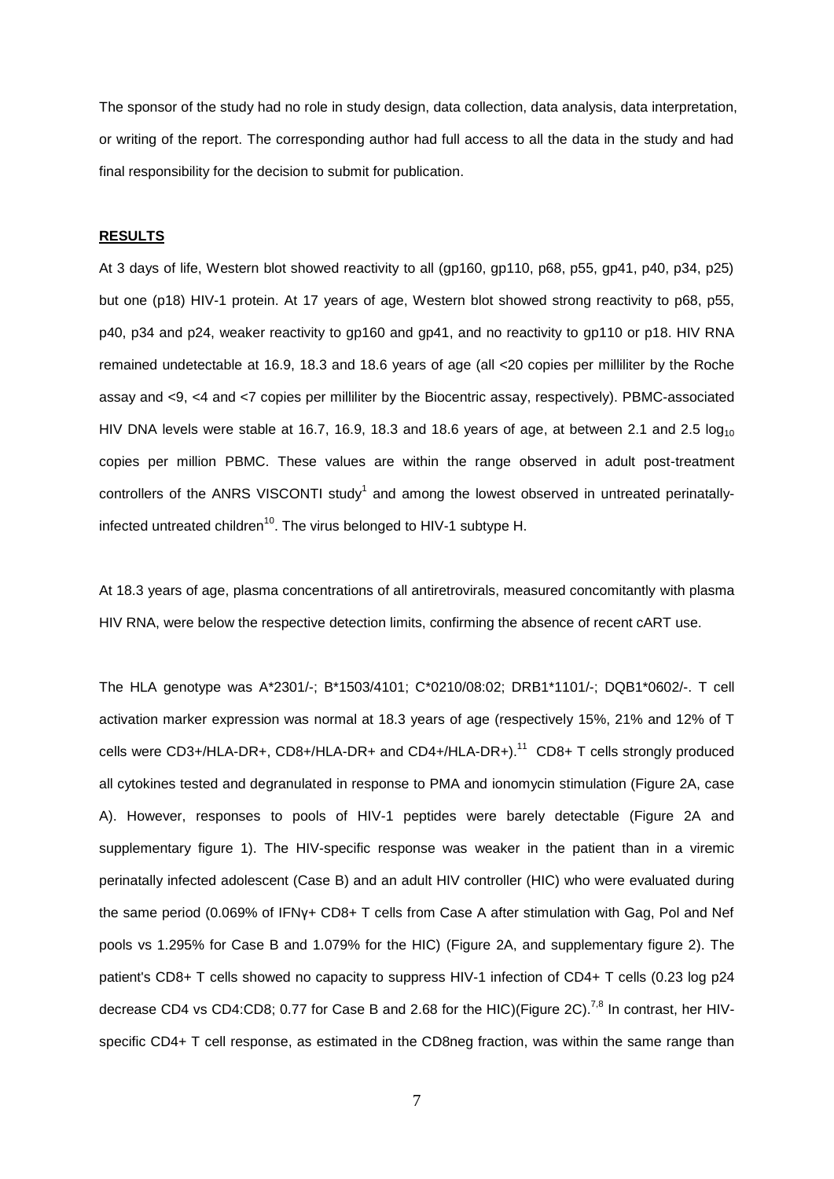The sponsor of the study had no role in study design, data collection, data analysis, data interpretation, or writing of the report. The corresponding author had full access to all the data in the study and had final responsibility for the decision to submit for publication.

## **RESULTS**

At 3 days of life, Western blot showed reactivity to all (gp160, gp110, p68, p55, gp41, p40, p34, p25) but one (p18) HIV-1 protein. At 17 years of age, Western blot showed strong reactivity to p68, p55, p40, p34 and p24, weaker reactivity to gp160 and gp41, and no reactivity to gp110 or p18. HIV RNA remained undetectable at 16.9, 18.3 and 18.6 years of age (all <20 copies per milliliter by the Roche assay and <9, <4 and <7 copies per milliliter by the Biocentric assay, respectively). PBMC-associated HIV DNA levels were stable at 16.7, 16.9, 18.3 and 18.6 years of age, at between 2.1 and 2.5 $\log_{10}$ copies per million PBMC. These values are within the range observed in adult post-treatment controllers of the ANRS VISCONTI study[1] and among the lowest observed in untreated perinatally-infected untreated children[10]. The virus belonged to HIV-1 subtype H.

At 18.3 years of age, plasma concentrations of all antiretrovirals, measured concomitantly with plasma HIV RNA, were below the respective detection limits, confirming the absence of recent cART use.

The HLA genotype was A*2301/-; B*1503/4101; C*0210/08:02; DRB1*1101/-; DQB1*0602/-. T cell activation marker expression was normal at 18.3 years of age (respectively 15%, 21% and 12% of T cells were CD3+/HLA-DR+, CD8+/HLA-DR+ and CD4+/HLA-DR+).[11] CD8+ T cells strongly produced all cytokines tested and degranulated in response to PMA and ionomycin stimulation (Figure 2A, case A). However, responses to pools of HIV-1 peptides were barely detectable (Figure 2A and supplementary figure 1). The HIV-specific response was weaker in the patient than in a viremic perinatally infected adolescent (Case B) and an adult HIV controller (HIC) who were evaluated during the same period (0.069% of IFNγ+ CD8+ T cells from Case A after stimulation with Gag, Pol and Nef pools vs 1.295% for Case B and 1.079% for the HIC) (Figure 2A, and supplementary figure 2). The patient's CD8+ T cells showed no capacity to suppress HIV-1 infection of CD4+ T cells (0.23 log p24 decrease CD4 vs CD4:CD8; 0.77 for Case B and 2.68 for the HIC)(Figure 2C).[7,8] In contrast, her HIV-specific CD4+ T cell response, as estimated in the CD8neg fraction, was within the same range than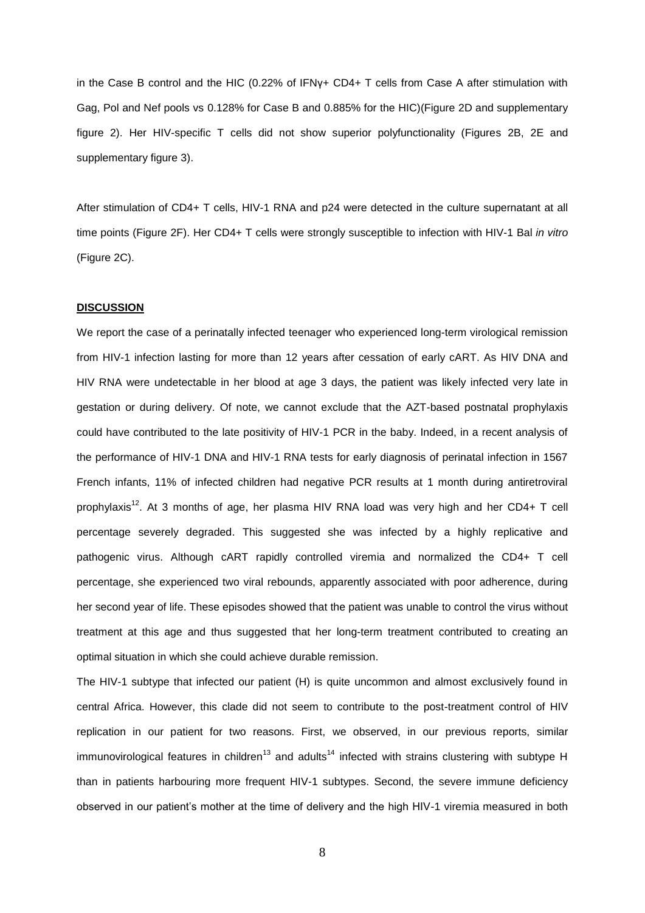in the Case B control and the HIC (0.22% of IFNγ+ CD4+ T cells from Case A after stimulation with Gag, Pol and Nef pools vs 0.128% for Case B and 0.885% for the HIC)(Figure 2D and supplementary figure 2). Her HIV-specific T cells did not show superior polyfunctionality (Figures 2B, 2E and supplementary figure 3).

After stimulation of CD4+ T cells, HIV-1 RNA and p24 were detected in the culture supernatant at all time points (Figure 2F). Her CD4+ T cells were strongly susceptible to infection with HIV-1 Bal *in vitro* (Figure 2C).

## **DISCUSSION**

We report the case of a perinatally infected teenager who experienced long-term virological remission from HIV-1 infection lasting for more than 12 years after cessation of early cART. As HIV DNA and HIV RNA were undetectable in her blood at age 3 days, the patient was likely infected very late in gestation or during delivery. Of note, we cannot exclude that the AZT-based postnatal prophylaxis could have contributed to the late positivity of HIV-1 PCR in the baby. Indeed, in a recent analysis of the performance of HIV-1 DNA and HIV-1 RNA tests for early diagnosis of perinatal infection in 1567 French infants, 11% of infected children had negative PCR results at 1 month during antiretroviral prophylaxis[12]. At 3 months of age, her plasma HIV RNA load was very high and her CD4+ T cell percentage severely degraded. This suggested she was infected by a highly replicative and pathogenic virus. Although cART rapidly controlled viremia and normalized the CD4+ T cell percentage, she experienced two viral rebounds, apparently associated with poor adherence, during her second year of life. These episodes showed that the patient was unable to control the virus without treatment at this age and thus suggested that her long-term treatment contributed to creating an optimal situation in which she could achieve durable remission.

The HIV-1 subtype that infected our patient (H) is quite uncommon and almost exclusively found in central Africa. However, this clade did not seem to contribute to the post-treatment control of HIV replication in our patient for two reasons. First, we observed, in our previous reports, similar immunovirological features in children[13] and adults[14] infected with strains clustering with subtype H than in patients harbouring more frequent HIV-1 subtypes. Second, the severe immune deficiency observed in our patient's mother at the time of delivery and the high HIV-1 viremia measured in both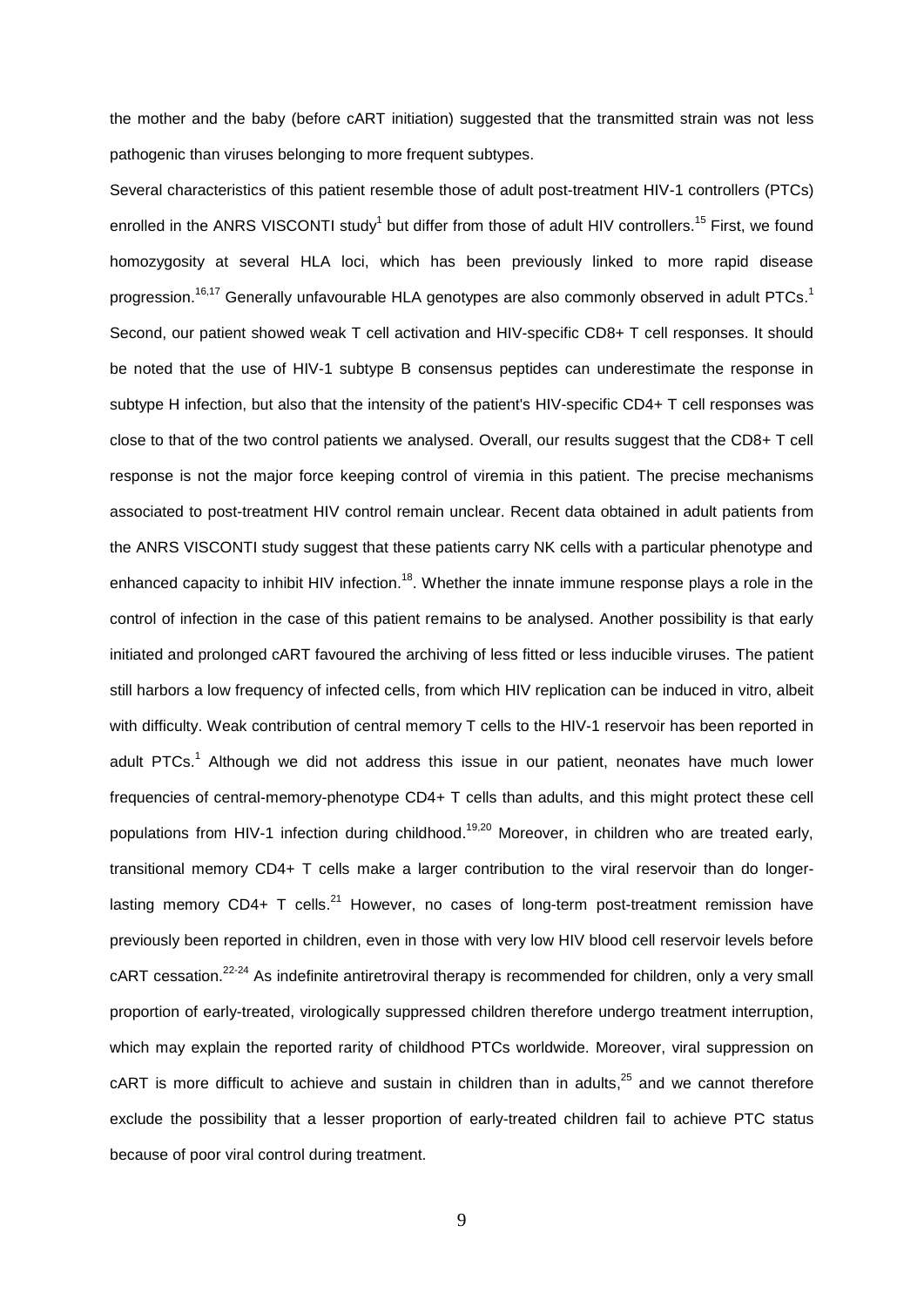the mother and the baby (before cART initiation) suggested that the transmitted strain was not less pathogenic than viruses belonging to more frequent subtypes.

Several characteristics of this patient resemble those of adult post-treatment HIV-1 controllers (PTCs) enrolled in the ANRS VISCONTI study[1] but differ from those of adult HIV controllers.[15] First, we found homozygosity at several HLA loci, which has been previously linked to more rapid disease progression.[16,17] Generally unfavourable HLA genotypes are also commonly observed in adult PTCs.[1] Second, our patient showed weak T cell activation and HIV-specific CD8+ T cell responses. It should be noted that the use of HIV-1 subtype B consensus peptides can underestimate the response in subtype H infection, but also that the intensity of the patient's HIV-specific CD4+ T cell responses was close to that of the two control patients we analysed. Overall, our results suggest that the CD8+ T cell response is not the major force keeping control of viremia in this patient. The precise mechanisms associated to post-treatment HIV control remain unclear. Recent data obtained in adult patients from the ANRS VISCONTI study suggest that these patients carry NK cells with a particular phenotype and enhanced capacity to inhibit HIV infection.[18]. Whether the innate immune response plays a role in the control of infection in the case of this patient remains to be analysed. Another possibility is that early initiated and prolonged cART favoured the archiving of less fitted or less inducible viruses. The patient still harbors a low frequency of infected cells, from which HIV replication can be induced in vitro, albeit with difficulty. Weak contribution of central memory T cells to the HIV-1 reservoir has been reported in adult PTCs.[1] Although we did not address this issue in our patient, neonates have much lower frequencies of central-memory-phenotype CD4+ T cells than adults, and this might protect these cell populations from HIV-1 infection during childhood.[19,20] Moreover, in children who are treated early, transitional memory CD4+ T cells make a larger contribution to the viral reservoir than do longer-lasting memory CD4+ T cells.[21] However, no cases of long-term post-treatment remission have previously been reported in children, even in those with very low HIV blood cell reservoir levels before cART cessation.[22-24] As indefinite antiretroviral therapy is recommended for children, only a very small proportion of early-treated, virologically suppressed children therefore undergo treatment interruption, which may explain the reported rarity of childhood PTCs worldwide. Moreover, viral suppression on cART is more difficult to achieve and sustain in children than in adults,[25] and we cannot therefore exclude the possibility that a lesser proportion of early-treated children fail to achieve PTC status because of poor viral control during treatment.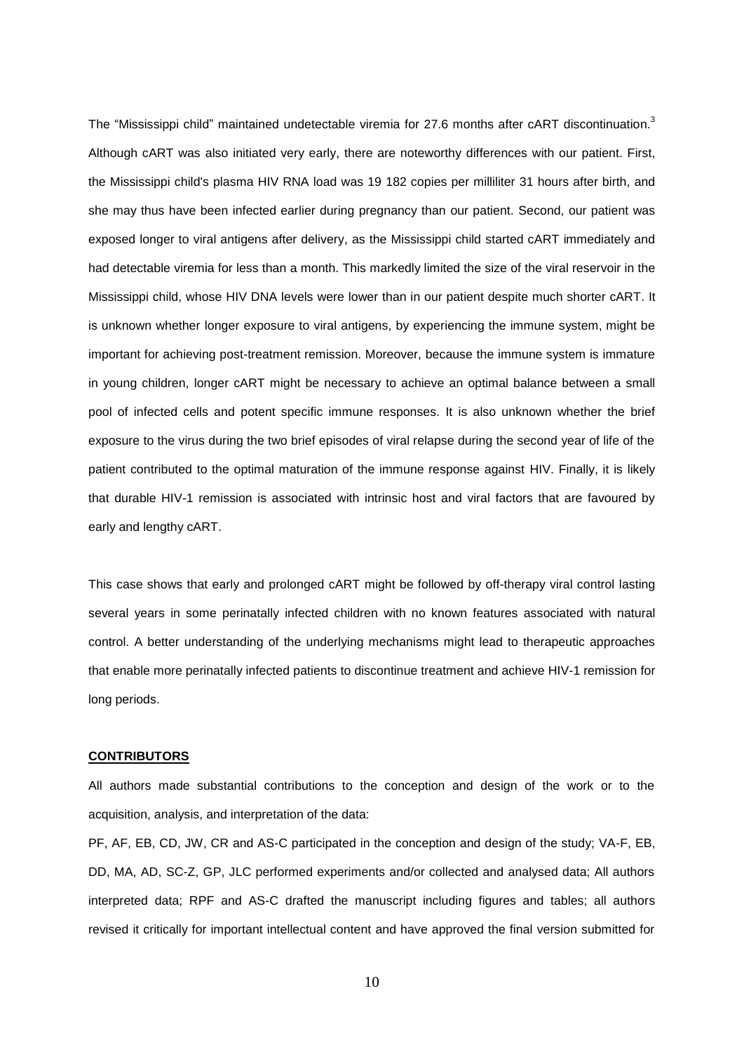The “Mississippi child” maintained undetectable viremia for 27.6 months after cART discontinuation.[3] Although cART was also initiated very early, there are noteworthy differences with our patient. First, the Mississippi child's plasma HIV RNA load was 19 182 copies per milliliter 31 hours after birth, and she may thus have been infected earlier during pregnancy than our patient. Second, our patient was exposed longer to viral antigens after delivery, as the Mississippi child started cART immediately and had detectable viremia for less than a month. This markedly limited the size of the viral reservoir in the Mississippi child, whose HIV DNA levels were lower than in our patient despite much shorter cART. It is unknown whether longer exposure to viral antigens, by experiencing the immune system, might be important for achieving post-treatment remission. Moreover, because the immune system is immature in young children, longer cART might be necessary to achieve an optimal balance between a small pool of infected cells and potent specific immune responses. It is also unknown whether the brief exposure to the virus during the two brief episodes of viral relapse during the second year of life of the patient contributed to the optimal maturation of the immune response against HIV. Finally, it is likely that durable HIV-1 remission is associated with intrinsic host and viral factors that are favoured by early and lengthy cART.

This case shows that early and prolonged cART might be followed by off-therapy viral control lasting several years in some perinatally infected children with no known features associated with natural control. A better understanding of the underlying mechanisms might lead to therapeutic approaches that enable more perinatally infected patients to discontinue treatment and achieve HIV-1 remission for long periods.

## CONTRIBUTORS

All authors made substantial contributions to the conception and design of the work or to the acquisition, analysis, and interpretation of the data:

PF, AF, EB, CD, JW, CR and AS-C participated in the conception and design of the study; VA-F, EB, DD, MA, AD, SC-Z, GP, JLC performed experiments and/or collected and analysed data; All authors interpreted data; RPF and AS-C drafted the manuscript including figures and tables; all authors revised it critically for important intellectual content and have approved the final version submitted for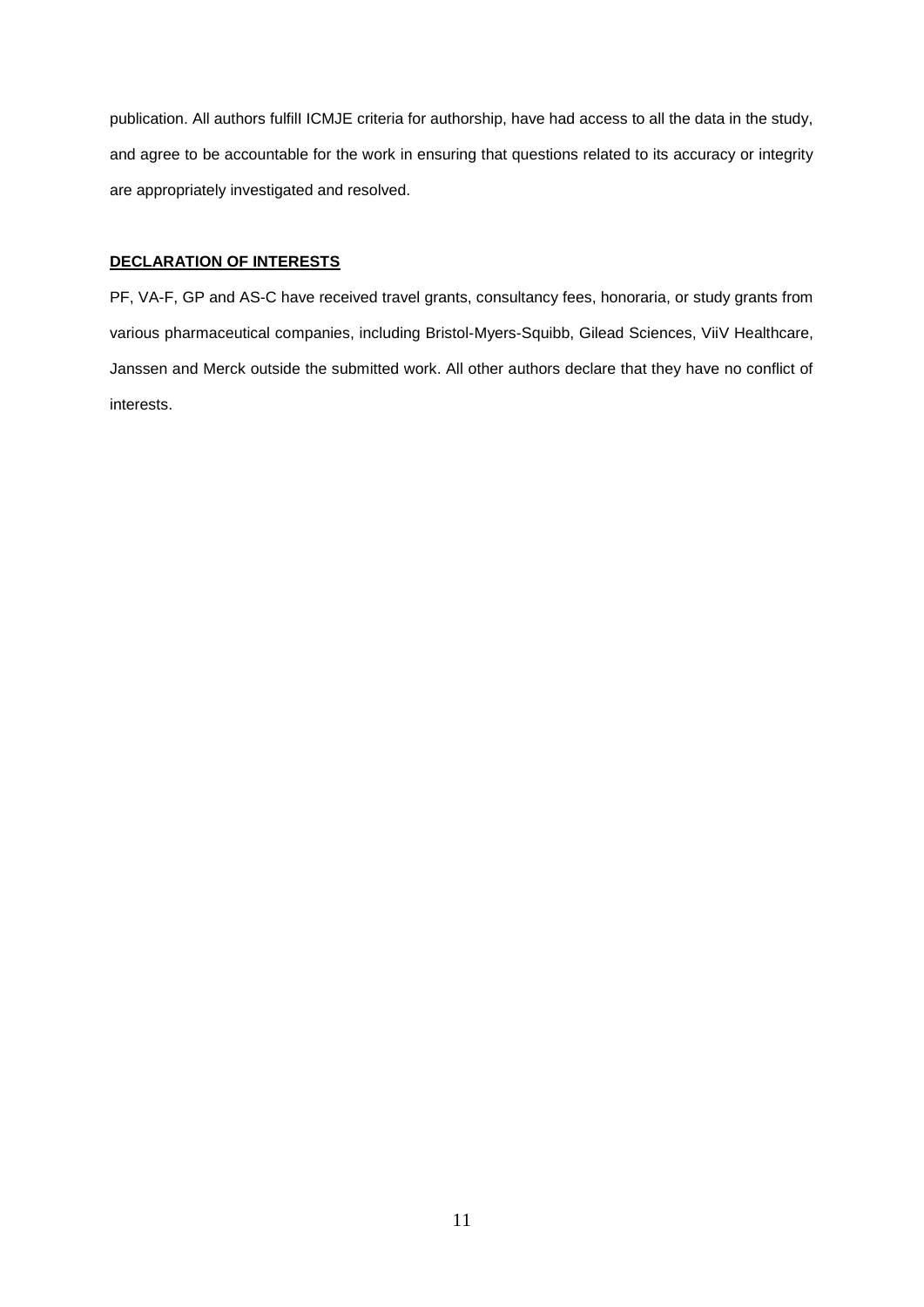publication. All authors fulfill ICMJE criteria for authorship, have had access to all the data in the study, and agree to be accountable for the work in ensuring that questions related to its accuracy or integrity are appropriately investigated and resolved.

## DECLARATION OF INTERESTS

PF, VA-F, GP and AS-C have received travel grants, consultancy fees, honoraria, or study grants from various pharmaceutical companies, including Bristol-Myers-Squibb, Gilead Sciences, ViiV Healthcare, Janssen and Merck outside the submitted work. All other authors declare that they have no conflict of interests.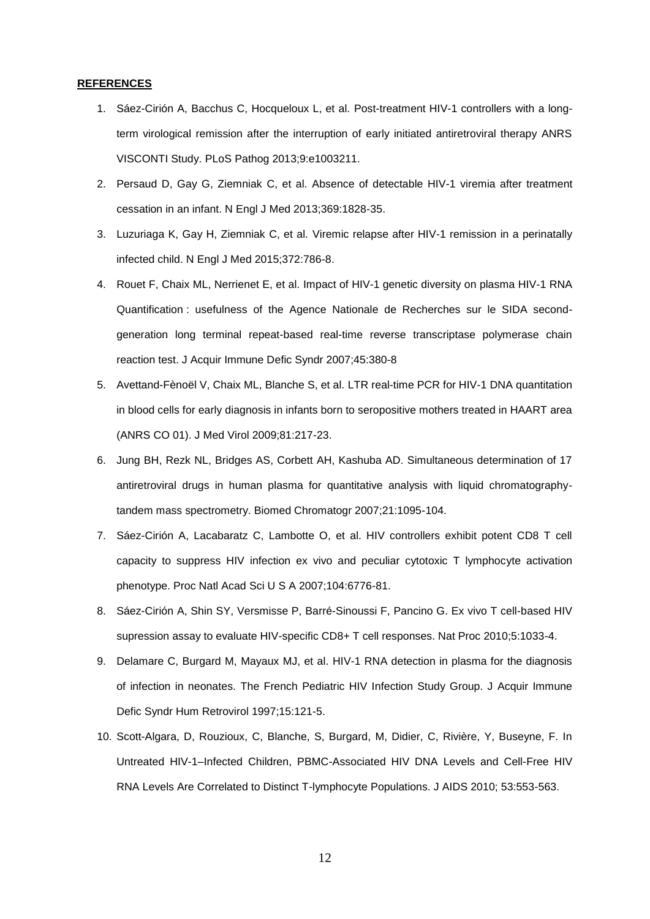**REFERENCES**

1. Sáez-Cirión A, Bacchus C, Hocqueloux L, et al. Post-treatment HIV-1 controllers with a long-term virological remission after the interruption of early initiated antiretroviral therapy ANRS VISCONTI Study. PLoS Pathog 2013;9:e1003211.
2. Persaud D, Gay G, Ziemniak C, et al. Absence of detectable HIV-1 viremia after treatment cessation in an infant. N Engl J Med 2013;369:1828-35.
3. Luzuriaga K, Gay H, Ziemniak C, et al. Viremic relapse after HIV-1 remission in a perinatally infected child. N Engl J Med 2015;372:786-8.
4. Rouet F, Chaix ML, Nerrienet E, et al. Impact of HIV-1 genetic diversity on plasma HIV-1 RNA Quantification : usefulness of the Agence Nationale de Recherches sur le SIDA second-generation long terminal repeat-based real-time reverse transcriptase polymerase chain reaction test. J Acquir Immune Defic Syndr 2007;45:380-8
5. Avettand-Fènoël V, Chaix ML, Blanche S, et al. LTR real-time PCR for HIV-1 DNA quantitation in blood cells for early diagnosis in infants born to seropositive mothers treated in HAART area (ANRS CO 01). J Med Virol 2009;81:217-23.
6. Jung BH, Rezk NL, Bridges AS, Corbett AH, Kashuba AD. Simultaneous determination of 17 antiretroviral drugs in human plasma for quantitative analysis with liquid chromatography-tandem mass spectrometry. Biomed Chromatogr 2007;21:1095-104.
7. Sáez-Cirión A, Lacabaratz C, Lambotte O, et al. HIV controllers exhibit potent CD8 T cell capacity to suppress HIV infection ex vivo and peculiar cytotoxic T lymphocyte activation phenotype. Proc Natl Acad Sci U S A 2007;104:6776-81.
8. Sáez-Cirión A, Shin SY, Versmisse P, Barré-Sinoussi F, Pancino G. Ex vivo T cell-based HIV supression assay to evaluate HIV-specific CD8+ T cell responses. Nat Proc 2010;5:1033-4.
9. Delamare C, Burgard M, Mayaux MJ, et al. HIV-1 RNA detection in plasma for the diagnosis of infection in neonates. The French Pediatric HIV Infection Study Group. J Acquir Immune Defic Syndr Hum Retrovirol 1997;15:121-5.
10. Scott-Algara, D, Rouzioux, C, Blanche, S, Burgard, M, Didier, C, Rivière, Y, Buseyne, F. In Untreated HIV-1–Infected Children, PBMC-Associated HIV DNA Levels and Cell-Free HIV RNA Levels Are Correlated to Distinct T-lymphocyte Populations. J AIDS 2010; 53:553-563.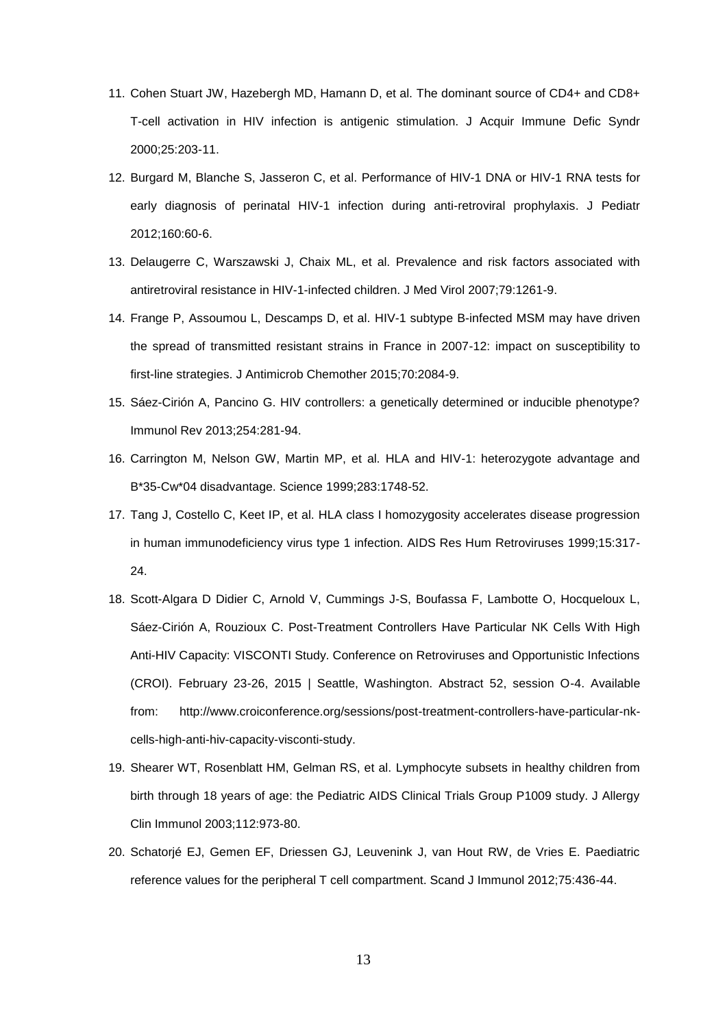11. Cohen Stuart JW, Hazebergh MD, Hamann D, et al. The dominant source of CD4+ and CD8+ T-cell activation in HIV infection is antigenic stimulation. J Acquir Immune Defic Syndr 2000;25:203-11.
12. Burgard M, Blanche S, Jasseron C, et al. Performance of HIV-1 DNA or HIV-1 RNA tests for early diagnosis of perinatal HIV-1 infection during anti-retroviral prophylaxis. J Pediatr 2012;160:60-6.
13. Delaugerre C, Warszawski J, Chaix ML, et al. Prevalence and risk factors associated with antiretroviral resistance in HIV-1-infected children. J Med Virol 2007;79:1261-9.
14. Frange P, Assoumou L, Descamps D, et al. HIV-1 subtype B-infected MSM may have driven the spread of transmitted resistant strains in France in 2007-12: impact on susceptibility to first-line strategies. J Antimicrob Chemother 2015;70:2084-9.
15. Sáez-Cirión A, Pancino G. HIV controllers: a genetically determined or inducible phenotype? Immunol Rev 2013;254:281-94.
16. Carrington M, Nelson GW, Martin MP, et al. HLA and HIV-1: heterozygote advantage and B*35-Cw*04 disadvantage. Science 1999;283:1748-52.
17. Tang J, Costello C, Keet IP, et al. HLA class I homozygosity accelerates disease progression in human immunodeficiency virus type 1 infection. AIDS Res Hum Retroviruses 1999;15:317-24.
18. Scott-Algara D Didier C, Arnold V, Cummings J-S, Boufassa F, Lambotte O, Hocqueloux L, Sáez-Cirión A, Rouzioux C. Post-Treatment Controllers Have Particular NK Cells With High Anti-HIV Capacity: VISCONTI Study. Conference on Retroviruses and Opportunistic Infections (CROI). February 23-26, 2015 | Seattle, Washington. Abstract 52, session O-4. Available from: http://www.croiconference.org/sessions/post-treatment-controllers-have-particular-nk-cells-high-anti-hiv-capacity-visconti-study.
19. Shearer WT, Rosenblatt HM, Gelman RS, et al. Lymphocyte subsets in healthy children from birth through 18 years of age: the Pediatric AIDS Clinical Trials Group P1009 study. J Allergy Clin Immunol 2003;112:973-80.
20. Schatorjé EJ, Gemen EF, Driessen GJ, Leuvenink J, van Hout RW, de Vries E. Paediatric reference values for the peripheral T cell compartment. Scand J Immunol 2012;75:436-44.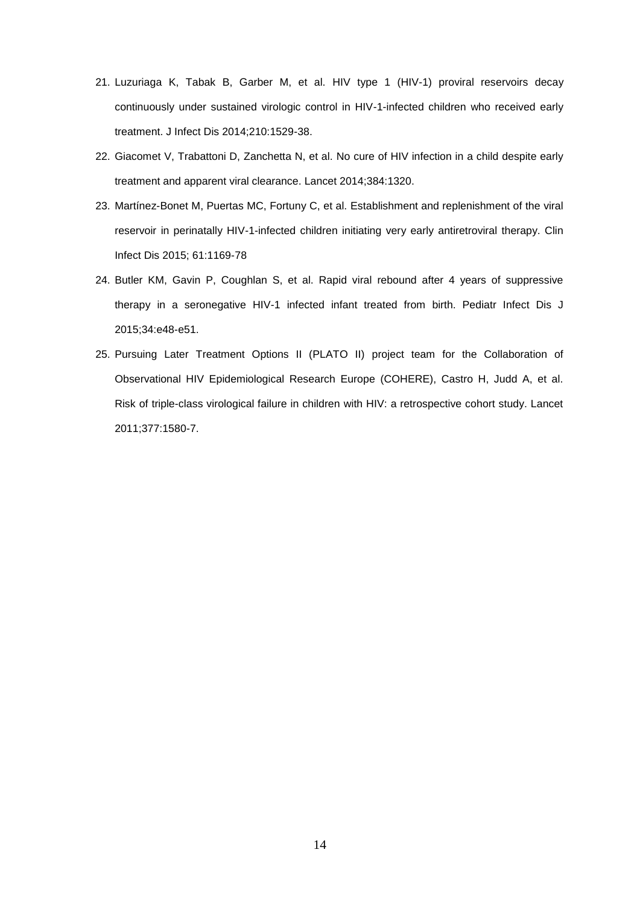21. Luzuriaga K, Tabak B, Garber M, et al. HIV type 1 (HIV-1) proviral reservoirs decay continuously under sustained virologic control in HIV-1-infected children who received early treatment. J Infect Dis 2014;210:1529-38.
22. Giacomet V, Trabattoni D, Zanchetta N, et al. No cure of HIV infection in a child despite early treatment and apparent viral clearance. Lancet 2014;384:1320.
23. Martínez-Bonet M, Puertas MC, Fortuny C, et al. Establishment and replenishment of the viral reservoir in perinatally HIV-1-infected children initiating very early antiretroviral therapy. Clin Infect Dis 2015; 61:1169-78
24. Butler KM, Gavin P, Coughlan S, et al. Rapid viral rebound after 4 years of suppressive therapy in a seronegative HIV-1 infected infant treated from birth. Pediatr Infect Dis J 2015;34:e48-e51.
25. Pursuing Later Treatment Options II (PLATO II) project team for the Collaboration of Observational HIV Epidemiological Research Europe (COHERE), Castro H, Judd A, et al. Risk of triple-class virological failure in children with HIV: a retrospective cohort study. Lancet 2011;377:1580-7.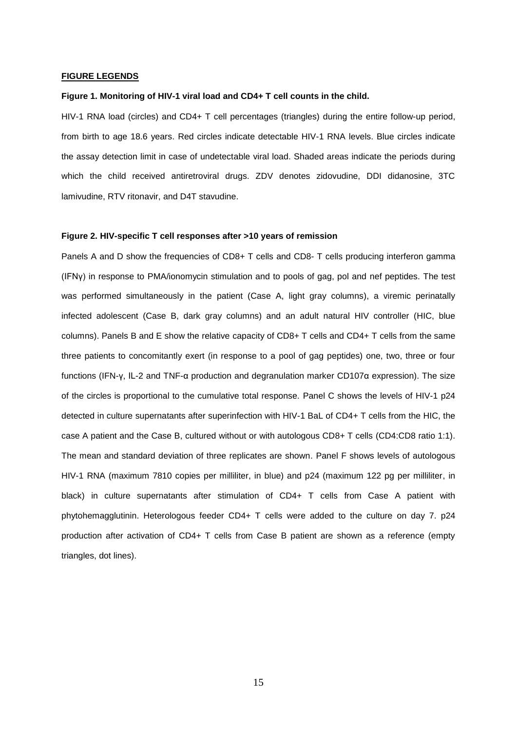## FIGURE LEGENDS

**Figure 1. Monitoring of HIV-1 viral load and CD4+ T cell counts in the child.**

HIV-1 RNA load (circles) and CD4+ T cell percentages (triangles) during the entire follow-up period, from birth to age 18.6 years. Red circles indicate detectable HIV-1 RNA levels. Blue circles indicate the assay detection limit in case of undetectable viral load. Shaded areas indicate the periods during which the child received antiretroviral drugs. ZDV denotes zidovudine, DDI didanosine, 3TC lamivudine, RTV ritonavir, and D4T stavudine.

**Figure 2. HIV-specific T cell responses after >10 years of remission**

Panels A and D show the frequencies of CD8+ T cells and CD8- T cells producing interferon gamma (IFNγ) in response to PMA/ionomycin stimulation and to pools of gag, pol and nef peptides. The test was performed simultaneously in the patient (Case A, light gray columns), a viremic perinatally infected adolescent (Case B, dark gray columns) and an adult natural HIV controller (HIC, blue columns). Panels B and E show the relative capacity of CD8+ T cells and CD4+ T cells from the same three patients to concomitantly exert (in response to a pool of gag peptides) one, two, three or four functions (IFN-γ, IL-2 and TNF-α production and degranulation marker CD107α expression). The size of the circles is proportional to the cumulative total response. Panel C shows the levels of HIV-1 p24 detected in culture supernatants after superinfection with HIV-1 BaL of CD4+ T cells from the HIC, the case A patient and the Case B, cultured without or with autologous CD8+ T cells (CD4:CD8 ratio 1:1). The mean and standard deviation of three replicates are shown. Panel F shows levels of autologous HIV-1 RNA (maximum 7810 copies per milliliter, in blue) and p24 (maximum 122 pg per milliliter, in black) in culture supernatants after stimulation of CD4+ T cells from Case A patient with phytohemagglutinin. Heterologous feeder CD4+ T cells were added to the culture on day 7. p24 production after activation of CD4+ T cells from Case B patient are shown as a reference (empty triangles, dot lines).